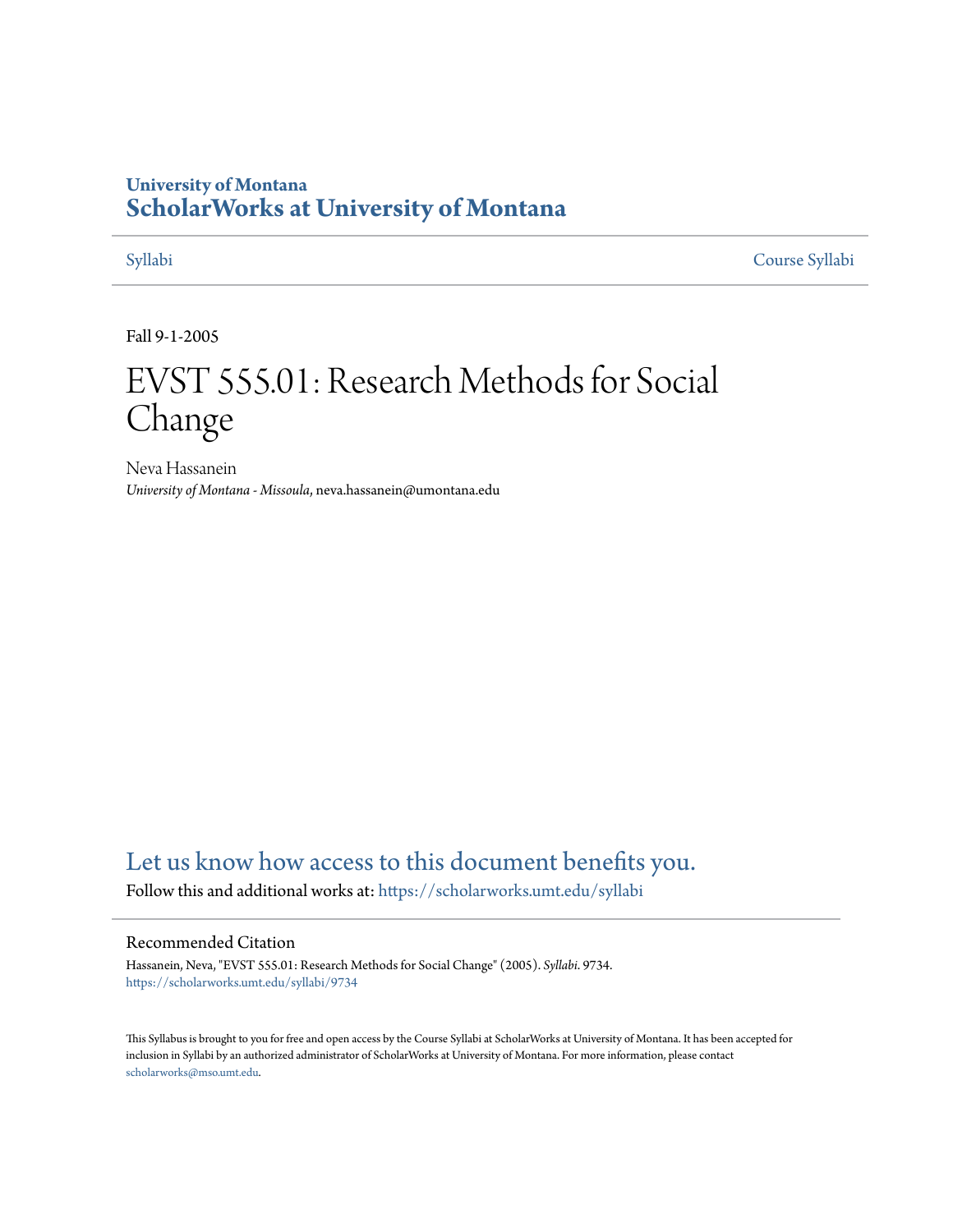University of Montana
# ScholarWorks at University of Montana

Syllabi | Course Syllabi

Fall 9-1-2005

# EVST 555.01: Research Methods for Social Change

Neva Hassanein
*University of Montana - Missoula*, neva.hassanein@umontana.edu

## Let us know how access to this document benefits you.

Follow this and additional works at: https://scholarworks.umt.edu/syllabi

### Recommended Citation

Hassanein, Neva, "EVST 555.01: Research Methods for Social Change" (2005). *Syllabi*. 9734.
https://scholarworks.umt.edu/syllabi/9734

This Syllabus is brought to you for free and open access by the Course Syllabi at ScholarWorks at University of Montana. It has been accepted for inclusion in Syllabi by an authorized administrator of ScholarWorks at University of Montana. For more information, please contact scholarworks@mso.umt.edu.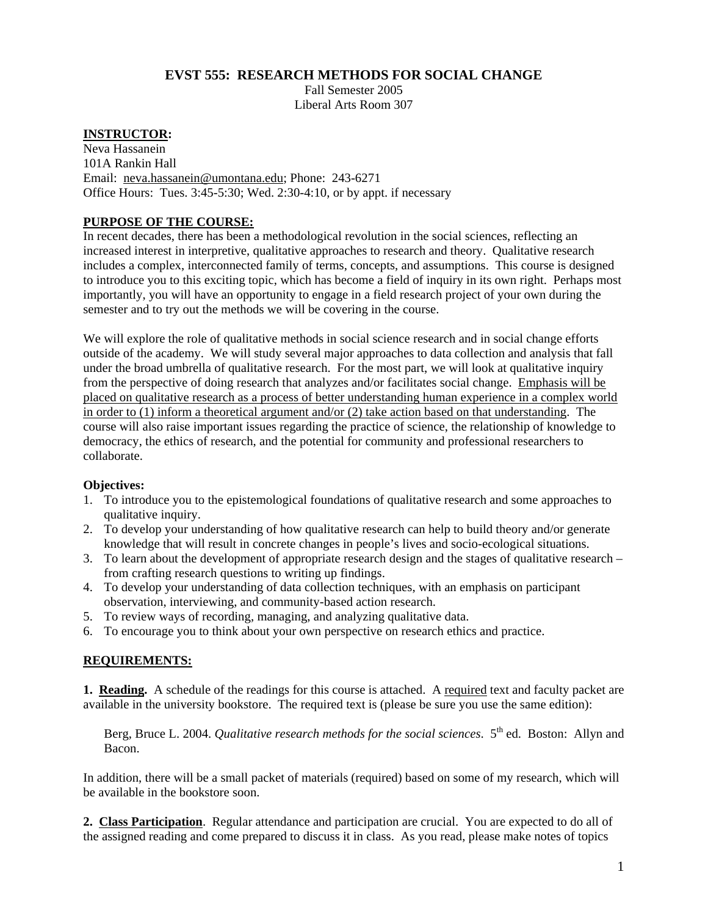# EVST 555: RESEARCH METHODS FOR SOCIAL CHANGE

Fall Semester 2005
Liberal Arts Room 307

**INSTRUCTOR:**
Neva Hassanein
101A Rankin Hall
Email: neva.hassanein@umontana.edu; Phone: 243-6271
Office Hours: Tues. 3:45-5:30; Wed. 2:30-4:10, or by appt. if necessary

**PURPOSE OF THE COURSE:**
In recent decades, there has been a methodological revolution in the social sciences, reflecting an increased interest in interpretive, qualitative approaches to research and theory. Qualitative research includes a complex, interconnected family of terms, concepts, and assumptions. This course is designed to introduce you to this exciting topic, which has become a field of inquiry in its own right. Perhaps most importantly, you will have an opportunity to engage in a field research project of your own during the semester and to try out the methods we will be covering in the course.

We will explore the role of qualitative methods in social science research and in social change efforts outside of the academy. We will study several major approaches to data collection and analysis that fall under the broad umbrella of qualitative research. For the most part, we will look at qualitative inquiry from the perspective of doing research that analyzes and/or facilitates social change. Emphasis will be placed on qualitative research as a process of better understanding human experience in a complex world in order to (1) inform a theoretical argument and/or (2) take action based on that understanding. The course will also raise important issues regarding the practice of science, the relationship of knowledge to democracy, the ethics of research, and the potential for community and professional researchers to collaborate.

**Objectives:**

1. To introduce you to the epistemological foundations of qualitative research and some approaches to qualitative inquiry.
2. To develop your understanding of how qualitative research can help to build theory and/or generate knowledge that will result in concrete changes in people's lives and socio-ecological situations.
3. To learn about the development of appropriate research design and the stages of qualitative research – from crafting research questions to writing up findings.
4. To develop your understanding of data collection techniques, with an emphasis on participant observation, interviewing, and community-based action research.
5. To review ways of recording, managing, and analyzing qualitative data.
6. To encourage you to think about your own perspective on research ethics and practice.

**REQUIREMENTS:**

**1. Reading.** A schedule of the readings for this course is attached. A required text and faculty packet are available in the university bookstore. The required text is (please be sure you use the same edition):

> Berg, Bruce L. 2004. *Qualitative research methods for the social sciences.* 5th ed. Boston: Allyn and Bacon.

In addition, there will be a small packet of materials (required) based on some of my research, which will be available in the bookstore soon.

**2. Class Participation**. Regular attendance and participation are crucial. You are expected to do all of the assigned reading and come prepared to discuss it in class. As you read, please make notes of topics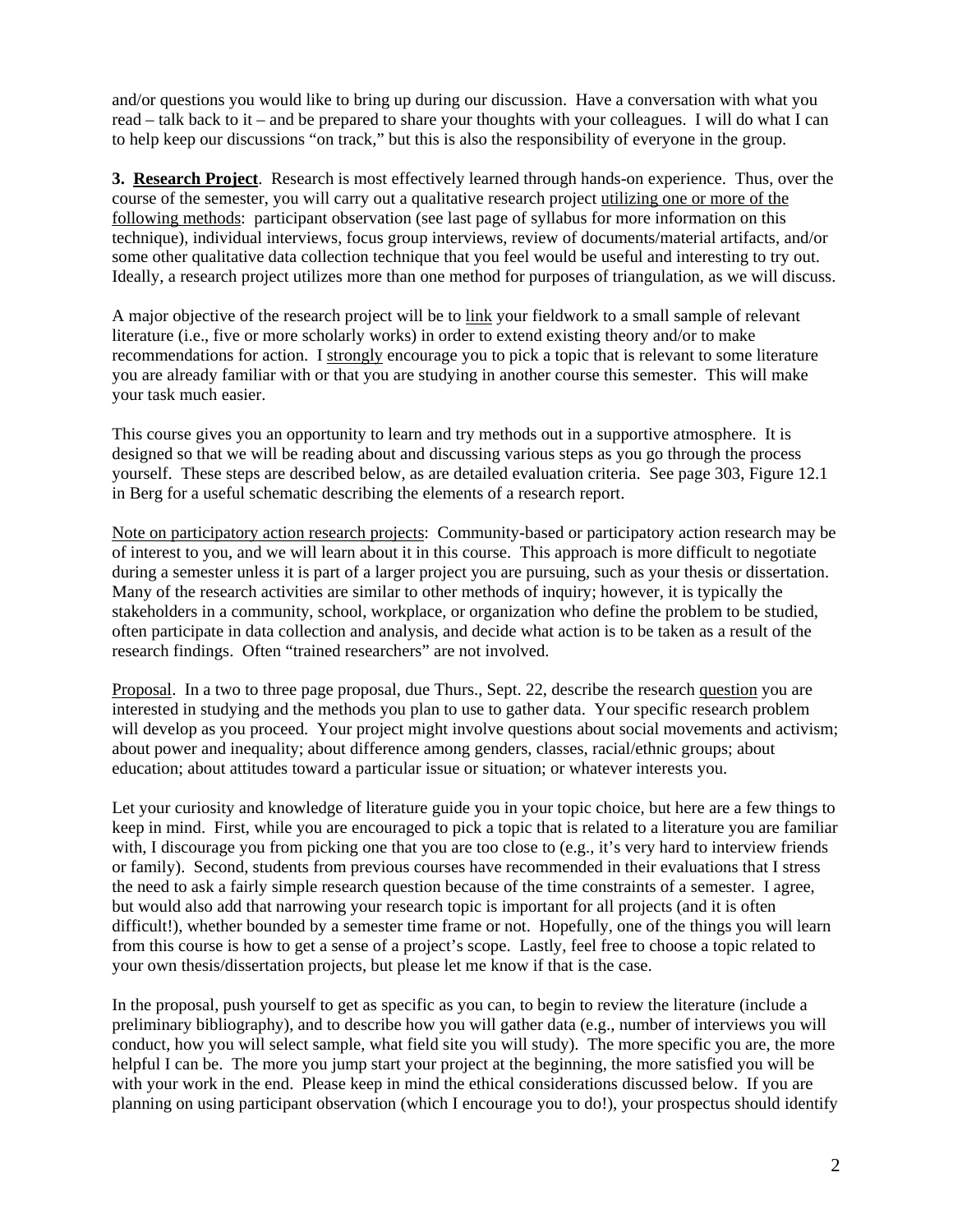and/or questions you would like to bring up during our discussion. Have a conversation with what you read – talk back to it – and be prepared to share your thoughts with your colleagues. I will do what I can to help keep our discussions "on track," but this is also the responsibility of everyone in the group.

**3. Research Project**. Research is most effectively learned through hands-on experience. Thus, over the course of the semester, you will carry out a qualitative research project utilizing one or more of the following methods: participant observation (see last page of syllabus for more information on this technique), individual interviews, focus group interviews, review of documents/material artifacts, and/or some other qualitative data collection technique that you feel would be useful and interesting to try out. Ideally, a research project utilizes more than one method for purposes of triangulation, as we will discuss.

A major objective of the research project will be to link your fieldwork to a small sample of relevant literature (i.e., five or more scholarly works) in order to extend existing theory and/or to make recommendations for action. I strongly encourage you to pick a topic that is relevant to some literature you are already familiar with or that you are studying in another course this semester. This will make your task much easier.

This course gives you an opportunity to learn and try methods out in a supportive atmosphere. It is designed so that we will be reading about and discussing various steps as you go through the process yourself. These steps are described below, as are detailed evaluation criteria. See page 303, Figure 12.1 in Berg for a useful schematic describing the elements of a research report.

Note on participatory action research projects: Community-based or participatory action research may be of interest to you, and we will learn about it in this course. This approach is more difficult to negotiate during a semester unless it is part of a larger project you are pursuing, such as your thesis or dissertation. Many of the research activities are similar to other methods of inquiry; however, it is typically the stakeholders in a community, school, workplace, or organization who define the problem to be studied, often participate in data collection and analysis, and decide what action is to be taken as a result of the research findings. Often "trained researchers" are not involved.

Proposal. In a two to three page proposal, due Thurs., Sept. 22, describe the research question you are interested in studying and the methods you plan to use to gather data. Your specific research problem will develop as you proceed. Your project might involve questions about social movements and activism; about power and inequality; about difference among genders, classes, racial/ethnic groups; about education; about attitudes toward a particular issue or situation; or whatever interests you.

Let your curiosity and knowledge of literature guide you in your topic choice, but here are a few things to keep in mind. First, while you are encouraged to pick a topic that is related to a literature you are familiar with, I discourage you from picking one that you are too close to (e.g., it's very hard to interview friends or family). Second, students from previous courses have recommended in their evaluations that I stress the need to ask a fairly simple research question because of the time constraints of a semester. I agree, but would also add that narrowing your research topic is important for all projects (and it is often difficult!), whether bounded by a semester time frame or not. Hopefully, one of the things you will learn from this course is how to get a sense of a project's scope. Lastly, feel free to choose a topic related to your own thesis/dissertation projects, but please let me know if that is the case.

In the proposal, push yourself to get as specific as you can, to begin to review the literature (include a preliminary bibliography), and to describe how you will gather data (e.g., number of interviews you will conduct, how you will select sample, what field site you will study). The more specific you are, the more helpful I can be. The more you jump start your project at the beginning, the more satisfied you will be with your work in the end. Please keep in mind the ethical considerations discussed below. If you are planning on using participant observation (which I encourage you to do!), your prospectus should identify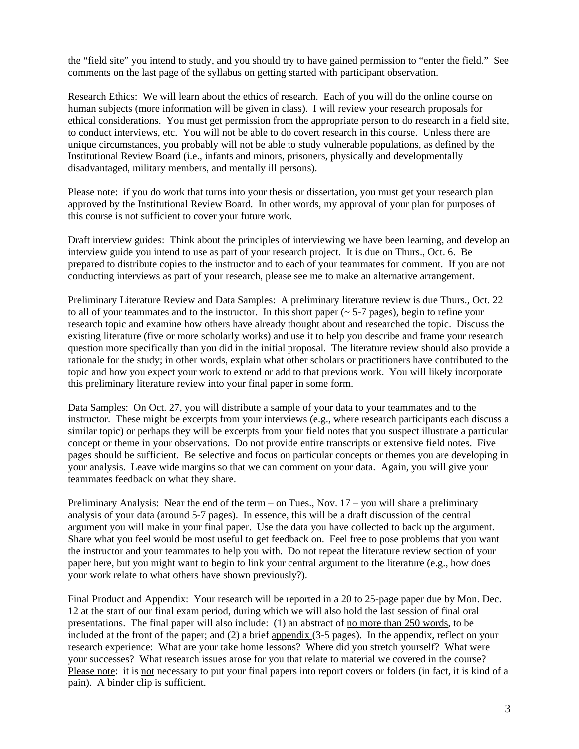the "field site" you intend to study, and you should try to have gained permission to "enter the field." See comments on the last page of the syllabus on getting started with participant observation.

<u>Research Ethics</u>: We will learn about the ethics of research. Each of you will do the online course on human subjects (more information will be given in class). I will review your research proposals for ethical considerations. You <u>must</u> get permission from the appropriate person to do research in a field site, to conduct interviews, etc. You will <u>not</u> be able to do covert research in this course. Unless there are unique circumstances, you probably will not be able to study vulnerable populations, as defined by the Institutional Review Board (i.e., infants and minors, prisoners, physically and developmentally disadvantaged, military members, and mentally ill persons).

Please note: if you do work that turns into your thesis or dissertation, you must get your research plan approved by the Institutional Review Board. In other words, my approval of your plan for purposes of this course is <u>not</u> sufficient to cover your future work.

<u>Draft interview guides</u>: Think about the principles of interviewing we have been learning, and develop an interview guide you intend to use as part of your research project. It is due on Thurs., Oct. 6. Be prepared to distribute copies to the instructor and to each of your teammates for comment. If you are not conducting interviews as part of your research, please see me to make an alternative arrangement.

<u>Preliminary Literature Review and Data Samples</u>: A preliminary literature review is due Thurs., Oct. 22 to all of your teammates and to the instructor. In this short paper (~ 5-7 pages), begin to refine your research topic and examine how others have already thought about and researched the topic. Discuss the existing literature (five or more scholarly works) and use it to help you describe and frame your research question more specifically than you did in the initial proposal. The literature review should also provide a rationale for the study; in other words, explain what other scholars or practitioners have contributed to the topic and how you expect your work to extend or add to that previous work. You will likely incorporate this preliminary literature review into your final paper in some form.

<u>Data Samples</u>: On Oct. 27, you will distribute a sample of your data to your teammates and to the instructor. These might be excerpts from your interviews (e.g., where research participants each discuss a similar topic) or perhaps they will be excerpts from your field notes that you suspect illustrate a particular concept or theme in your observations. Do <u>not</u> provide entire transcripts or extensive field notes. Five pages should be sufficient. Be selective and focus on particular concepts or themes you are developing in your analysis. Leave wide margins so that we can comment on your data. Again, you will give your teammates feedback on what they share.

<u>Preliminary Analysis</u>: Near the end of the term – on Tues., Nov. 17 – you will share a preliminary analysis of your data (around 5-7 pages). In essence, this will be a draft discussion of the central argument you will make in your final paper. Use the data you have collected to back up the argument. Share what you feel would be most useful to get feedback on. Feel free to pose problems that you want the instructor and your teammates to help you with. Do not repeat the literature review section of your paper here, but you might want to begin to link your central argument to the literature (e.g., how does your work relate to what others have shown previously?).

<u>Final Product and Appendix</u>: Your research will be reported in a 20 to 25-page <u>paper</u> due by Mon. Dec. 12 at the start of our final exam period, during which we will also hold the last session of final oral presentations. The final paper will also include: (1) an abstract of <u>no more than 250 words</u>, to be included at the front of the paper; and (2) a brief <u>appendix</u> (3-5 pages). In the appendix, reflect on your research experience: What are your take home lessons? Where did you stretch yourself? What were your successes? What research issues arose for you that relate to material we covered in the course? <u>Please note</u>: it is <u>not</u> necessary to put your final papers into report covers or folders (in fact, it is kind of a pain). A binder clip is sufficient.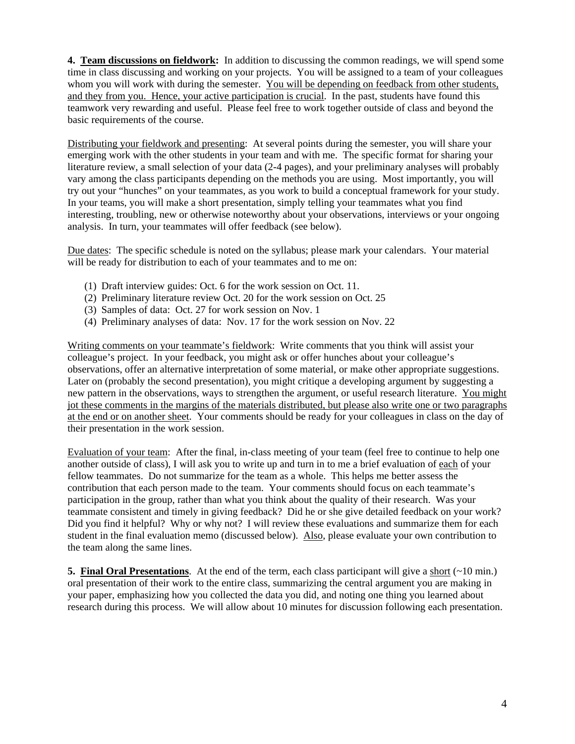**4. Team discussions on fieldwork:** In addition to discussing the common readings, we will spend some time in class discussing and working on your projects. You will be assigned to a team of your colleagues whom you will work with during the semester. You will be depending on feedback from other students, and they from you. Hence, your active participation is crucial. In the past, students have found this teamwork very rewarding and useful. Please feel free to work together outside of class and beyond the basic requirements of the course.

Distributing your fieldwork and presenting: At several points during the semester, you will share your emerging work with the other students in your team and with me. The specific format for sharing your literature review, a small selection of your data (2-4 pages), and your preliminary analyses will probably vary among the class participants depending on the methods you are using. Most importantly, you will try out your "hunches" on your teammates, as you work to build a conceptual framework for your study. In your teams, you will make a short presentation, simply telling your teammates what you find interesting, troubling, new or otherwise noteworthy about your observations, interviews or your ongoing analysis. In turn, your teammates will offer feedback (see below).

Due dates: The specific schedule is noted on the syllabus; please mark your calendars. Your material will be ready for distribution to each of your teammates and to me on:

1. Draft interview guides: Oct. 6 for the work session on Oct. 11.
2. Preliminary literature review Oct. 20 for the work session on Oct. 25
3. Samples of data: Oct. 27 for work session on Nov. 1
4. Preliminary analyses of data: Nov. 17 for the work session on Nov. 22

Writing comments on your teammate's fieldwork: Write comments that you think will assist your colleague's project. In your feedback, you might ask or offer hunches about your colleague's observations, offer an alternative interpretation of some material, or make other appropriate suggestions. Later on (probably the second presentation), you might critique a developing argument by suggesting a new pattern in the observations, ways to strengthen the argument, or useful research literature. You might jot these comments in the margins of the materials distributed, but please also write one or two paragraphs at the end or on another sheet. Your comments should be ready for your colleagues in class on the day of their presentation in the work session.

Evaluation of your team: After the final, in-class meeting of your team (feel free to continue to help one another outside of class), I will ask you to write up and turn in to me a brief evaluation of each of your fellow teammates. Do not summarize for the team as a whole. This helps me better assess the contribution that each person made to the team. Your comments should focus on each teammate's participation in the group, rather than what you think about the quality of their research. Was your teammate consistent and timely in giving feedback? Did he or she give detailed feedback on your work? Did you find it helpful? Why or why not? I will review these evaluations and summarize them for each student in the final evaluation memo (discussed below). Also, please evaluate your own contribution to the team along the same lines.

**5. Final Oral Presentations**. At the end of the term, each class participant will give a short (~10 min.) oral presentation of their work to the entire class, summarizing the central argument you are making in your paper, emphasizing how you collected the data you did, and noting one thing you learned about research during this process. We will allow about 10 minutes for discussion following each presentation.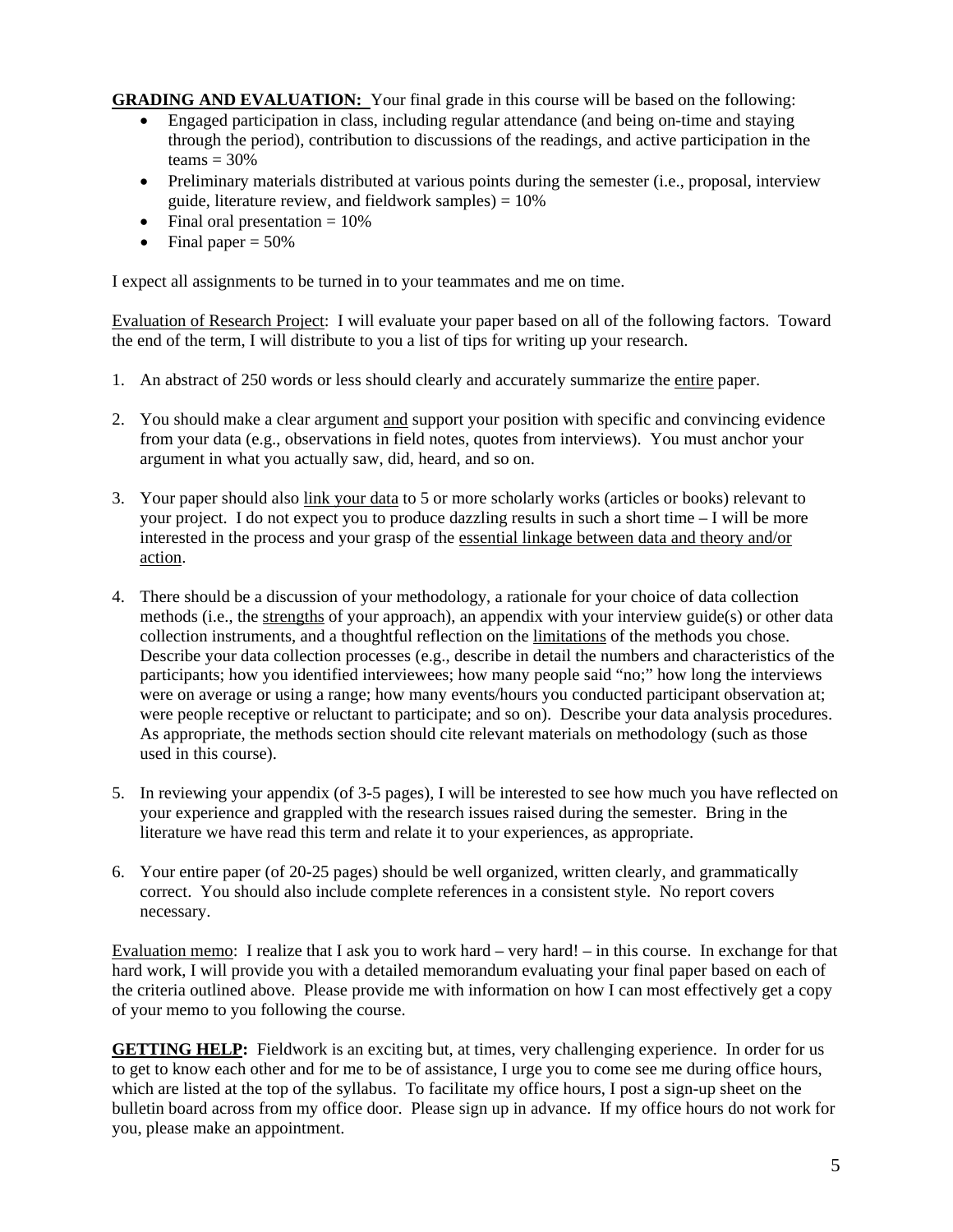**GRADING AND EVALUATION:** Your final grade in this course will be based on the following:

- Engaged participation in class, including regular attendance (and being on-time and staying through the period), contribution to discussions of the readings, and active participation in the teams = 30%
- Preliminary materials distributed at various points during the semester (i.e., proposal, interview guide, literature review, and fieldwork samples) = 10%
- Final oral presentation = 10%
- Final paper = 50%

I expect all assignments to be turned in to your teammates and me on time.

<u>Evaluation of Research Project</u>: I will evaluate your paper based on all of the following factors. Toward the end of the term, I will distribute to you a list of tips for writing up your research.

1. An abstract of 250 words or less should clearly and accurately summarize the <u>entire</u> paper.

2. You should make a clear argument <u>and</u> support your position with specific and convincing evidence from your data (e.g., observations in field notes, quotes from interviews). You must anchor your argument in what you actually saw, did, heard, and so on.

3. Your paper should also <u>link your data</u> to 5 or more scholarly works (articles or books) relevant to your project. I do not expect you to produce dazzling results in such a short time – I will be more interested in the process and your grasp of the <u>essential linkage between data and theory and/or action</u>.

4. There should be a discussion of your methodology, a rationale for your choice of data collection methods (i.e., the <u>strengths</u> of your approach), an appendix with your interview guide(s) or other data collection instruments, and a thoughtful reflection on the <u>limitations</u> of the methods you chose. Describe your data collection processes (e.g., describe in detail the numbers and characteristics of the participants; how you identified interviewees; how many people said "no;" how long the interviews were on average or using a range; how many events/hours you conducted participant observation at; were people receptive or reluctant to participate; and so on). Describe your data analysis procedures. As appropriate, the methods section should cite relevant materials on methodology (such as those used in this course).

5. In reviewing your appendix (of 3-5 pages), I will be interested to see how much you have reflected on your experience and grappled with the research issues raised during the semester. Bring in the literature we have read this term and relate it to your experiences, as appropriate.

6. Your entire paper (of 20-25 pages) should be well organized, written clearly, and grammatically correct. You should also include complete references in a consistent style. No report covers necessary.

<u>Evaluation memo</u>: I realize that I ask you to work hard – very hard! – in this course. In exchange for that hard work, I will provide you with a detailed memorandum evaluating your final paper based on each of the criteria outlined above. Please provide me with information on how I can most effectively get a copy of your memo to you following the course.

**GETTING HELP:** Fieldwork is an exciting but, at times, very challenging experience. In order for us to get to know each other and for me to be of assistance, I urge you to come see me during office hours, which are listed at the top of the syllabus. To facilitate my office hours, I post a sign-up sheet on the bulletin board across from my office door. Please sign up in advance. If my office hours do not work for you, please make an appointment.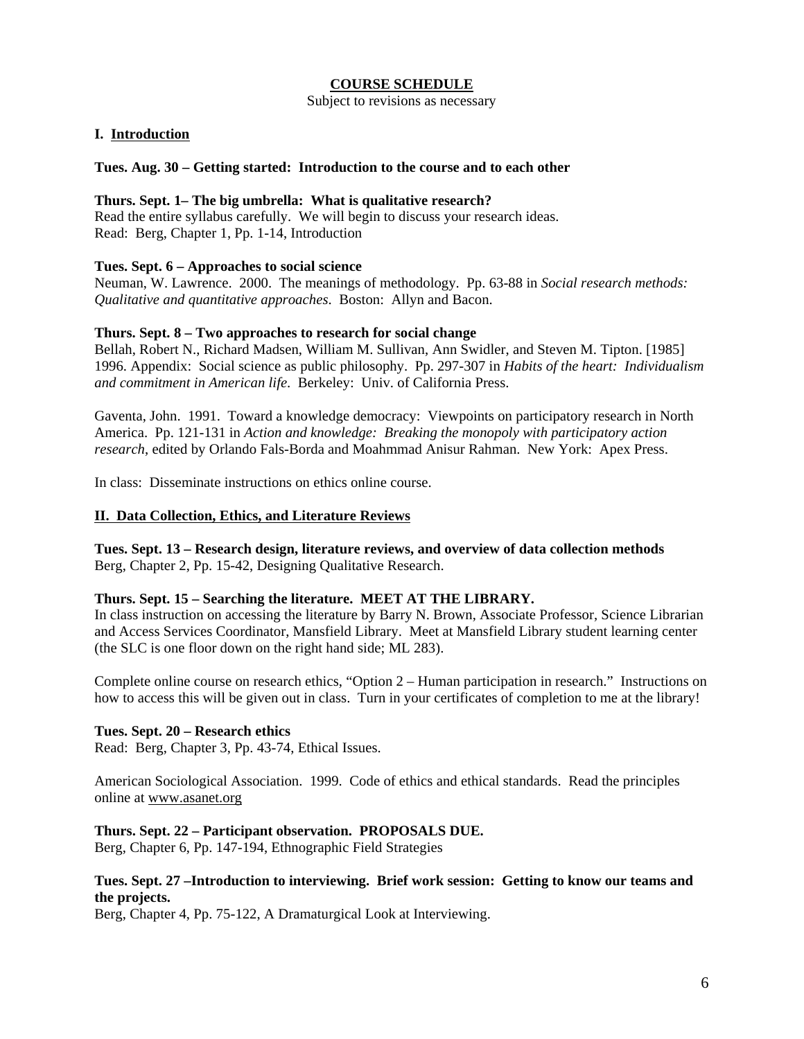# COURSE SCHEDULE

Subject to revisions as necessary

## I. Introduction

**Tues. Aug. 30 – Getting started: Introduction to the course and to each other**

**Thurs. Sept. 1– The big umbrella: What is qualitative research?**
Read the entire syllabus carefully. We will begin to discuss your research ideas.
Read: Berg, Chapter 1, Pp. 1-14, Introduction

**Tues. Sept. 6 – Approaches to social science**
Neuman, W. Lawrence. 2000. The meanings of methodology. Pp. 63-88 in *Social research methods: Qualitative and quantitative approaches*. Boston: Allyn and Bacon.

**Thurs. Sept. 8 – Two approaches to research for social change**
Bellah, Robert N., Richard Madsen, William M. Sullivan, Ann Swidler, and Steven M. Tipton. [1985] 1996. Appendix: Social science as public philosophy. Pp. 297-307 in *Habits of the heart: Individualism and commitment in American life*. Berkeley: Univ. of California Press.

Gaventa, John. 1991. Toward a knowledge democracy: Viewpoints on participatory research in North America. Pp. 121-131 in *Action and knowledge: Breaking the monopoly with participatory action research*, edited by Orlando Fals-Borda and Moahmmad Anisur Rahman. New York: Apex Press.

In class: Disseminate instructions on ethics online course.

## II. Data Collection, Ethics, and Literature Reviews

**Tues. Sept. 13 – Research design, literature reviews, and overview of data collection methods**
Berg, Chapter 2, Pp. 15-42, Designing Qualitative Research.

**Thurs. Sept. 15 – Searching the literature. MEET AT THE LIBRARY.**
In class instruction on accessing the literature by Barry N. Brown, Associate Professor, Science Librarian and Access Services Coordinator, Mansfield Library. Meet at Mansfield Library student learning center (the SLC is one floor down on the right hand side; ML 283).

Complete online course on research ethics, "Option 2 – Human participation in research." Instructions on how to access this will be given out in class. Turn in your certificates of completion to me at the library!

**Tues. Sept. 20 – Research ethics**
Read: Berg, Chapter 3, Pp. 43-74, Ethical Issues.

American Sociological Association. 1999. Code of ethics and ethical standards. Read the principles online at www.asanet.org

**Thurs. Sept. 22 – Participant observation. PROPOSALS DUE.**
Berg, Chapter 6, Pp. 147-194, Ethnographic Field Strategies

**Tues. Sept. 27 –Introduction to interviewing. Brief work session: Getting to know our teams and the projects.**
Berg, Chapter 4, Pp. 75-122, A Dramaturgical Look at Interviewing.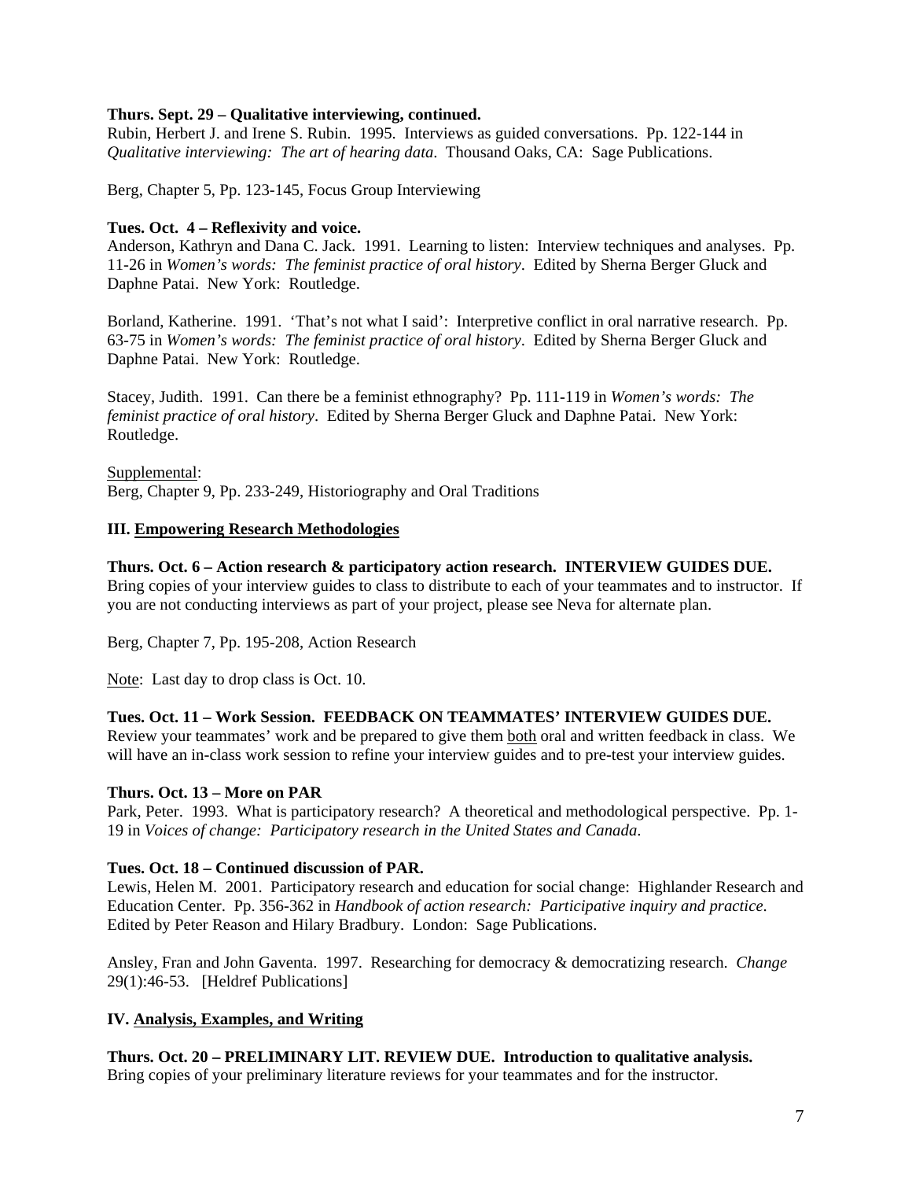**Thurs. Sept. 29 – Qualitative interviewing, continued.**
Rubin, Herbert J. and Irene S. Rubin. 1995. Interviews as guided conversations. Pp. 122-144 in *Qualitative interviewing: The art of hearing data*. Thousand Oaks, CA: Sage Publications.

Berg, Chapter 5, Pp. 123-145, Focus Group Interviewing

**Tues. Oct. 4 – Reflexivity and voice.**
Anderson, Kathryn and Dana C. Jack. 1991. Learning to listen: Interview techniques and analyses. Pp. 11-26 in *Women's words: The feminist practice of oral history*. Edited by Sherna Berger Gluck and Daphne Patai. New York: Routledge.

Borland, Katherine. 1991. 'That's not what I said': Interpretive conflict in oral narrative research. Pp. 63-75 in *Women's words: The feminist practice of oral history*. Edited by Sherna Berger Gluck and Daphne Patai. New York: Routledge.

Stacey, Judith. 1991. Can there be a feminist ethnography? Pp. 111-119 in *Women's words: The feminist practice of oral history*. Edited by Sherna Berger Gluck and Daphne Patai. New York: Routledge.

Supplemental:
Berg, Chapter 9, Pp. 233-249, Historiography and Oral Traditions

## III. Empowering Research Methodologies

**Thurs. Oct. 6 – Action research & participatory action research. INTERVIEW GUIDES DUE.**
Bring copies of your interview guides to class to distribute to each of your teammates and to instructor. If you are not conducting interviews as part of your project, please see Neva for alternate plan.

Berg, Chapter 7, Pp. 195-208, Action Research

Note: Last day to drop class is Oct. 10.

**Tues. Oct. 11 – Work Session. FEEDBACK ON TEAMMATES' INTERVIEW GUIDES DUE.**
Review your teammates' work and be prepared to give them both oral and written feedback in class. We will have an in-class work session to refine your interview guides and to pre-test your interview guides.

**Thurs. Oct. 13 – More on PAR**
Park, Peter. 1993. What is participatory research? A theoretical and methodological perspective. Pp. 1-19 in *Voices of change: Participatory research in the United States and Canada*.

**Tues. Oct. 18 – Continued discussion of PAR.**
Lewis, Helen M. 2001. Participatory research and education for social change: Highlander Research and Education Center. Pp. 356-362 in *Handbook of action research: Participative inquiry and practice*. Edited by Peter Reason and Hilary Bradbury. London: Sage Publications.

Ansley, Fran and John Gaventa. 1997. Researching for democracy & democratizing research. *Change* 29(1):46-53. [Heldref Publications]

## IV. Analysis, Examples, and Writing

**Thurs. Oct. 20 – PRELIMINARY LIT. REVIEW DUE. Introduction to qualitative analysis.**
Bring copies of your preliminary literature reviews for your teammates and for the instructor.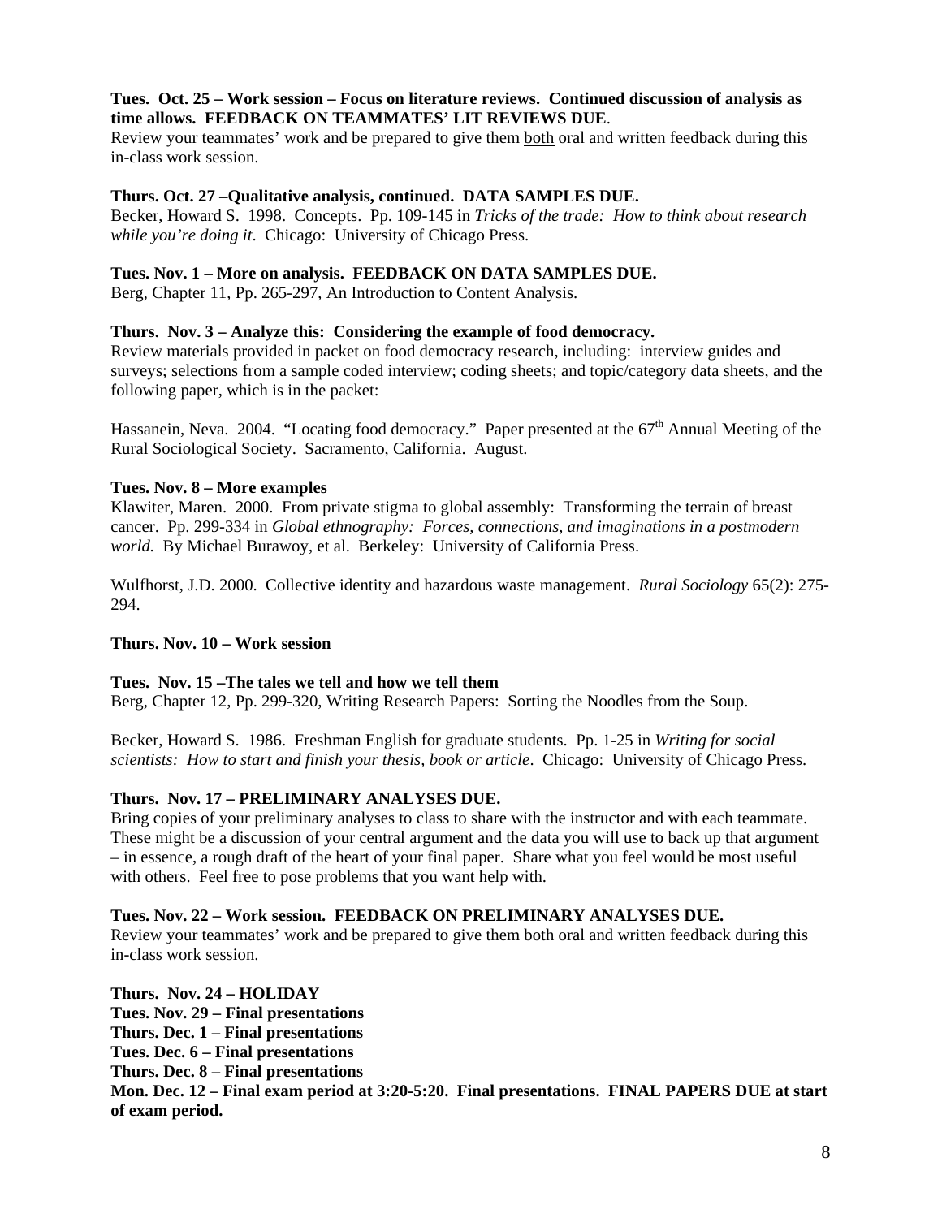**Tues. Oct. 25 – Work session – Focus on literature reviews. Continued discussion of analysis as time allows. FEEDBACK ON TEAMMATES' LIT REVIEWS DUE**.

Review your teammates' work and be prepared to give them both oral and written feedback during this in-class work session.

**Thurs. Oct. 27 –Qualitative analysis, continued. DATA SAMPLES DUE.**

Becker, Howard S. 1998. Concepts. Pp. 109-145 in *Tricks of the trade: How to think about research while you're doing it*. Chicago: University of Chicago Press.

**Tues. Nov. 1 – More on analysis. FEEDBACK ON DATA SAMPLES DUE.**

Berg, Chapter 11, Pp. 265-297, An Introduction to Content Analysis.

**Thurs. Nov. 3 – Analyze this: Considering the example of food democracy.**

Review materials provided in packet on food democracy research, including: interview guides and surveys; selections from a sample coded interview; coding sheets; and topic/category data sheets, and the following paper, which is in the packet:

Hassanein, Neva. 2004. "Locating food democracy." Paper presented at the 67th Annual Meeting of the Rural Sociological Society. Sacramento, California. August.

**Tues. Nov. 8 – More examples**

Klawiter, Maren. 2000. From private stigma to global assembly: Transforming the terrain of breast cancer. Pp. 299-334 in *Global ethnography: Forces, connections, and imaginations in a postmodern world.* By Michael Burawoy, et al. Berkeley: University of California Press.

Wulfhorst, J.D. 2000. Collective identity and hazardous waste management. *Rural Sociology* 65(2): 275-294.

**Thurs. Nov. 10 – Work session**

**Tues. Nov. 15 –The tales we tell and how we tell them**

Berg, Chapter 12, Pp. 299-320, Writing Research Papers: Sorting the Noodles from the Soup.

Becker, Howard S. 1986. Freshman English for graduate students. Pp. 1-25 in *Writing for social scientists: How to start and finish your thesis, book or article*. Chicago: University of Chicago Press.

**Thurs. Nov. 17 – PRELIMINARY ANALYSES DUE.**

Bring copies of your preliminary analyses to class to share with the instructor and with each teammate. These might be a discussion of your central argument and the data you will use to back up that argument – in essence, a rough draft of the heart of your final paper. Share what you feel would be most useful with others. Feel free to pose problems that you want help with.

**Tues. Nov. 22 – Work session. FEEDBACK ON PRELIMINARY ANALYSES DUE.**

Review your teammates' work and be prepared to give them both oral and written feedback during this in-class work session.

**Thurs. Nov. 24 – HOLIDAY**
**Tues. Nov. 29 – Final presentations**
**Thurs. Dec. 1 – Final presentations**
**Tues. Dec. 6 – Final presentations**
**Thurs. Dec. 8 – Final presentations**
**Mon. Dec. 12 – Final exam period at 3:20-5:20. Final presentations. FINAL PAPERS DUE at start of exam period.**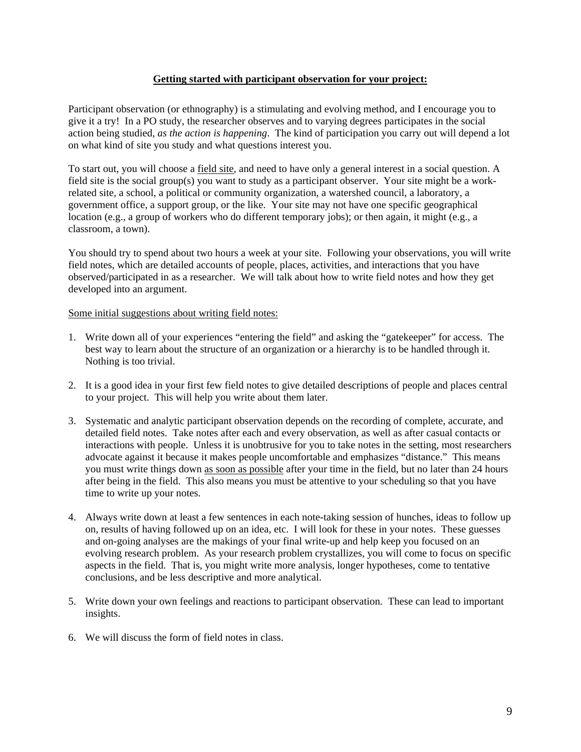## **Getting started with participant observation for your project:**

Participant observation (or ethnography) is a stimulating and evolving method, and I encourage you to give it a try! In a PO study, the researcher observes and to varying degrees participates in the social action being studied, *as the action is happening*. The kind of participation you carry out will depend a lot on what kind of site you study and what questions interest you.

To start out, you will choose a field site, and need to have only a general interest in a social question. A field site is the social group(s) you want to study as a participant observer. Your site might be a work-related site, a school, a political or community organization, a watershed council, a laboratory, a government office, a support group, or the like. Your site may not have one specific geographical location (e.g., a group of workers who do different temporary jobs); or then again, it might (e.g., a classroom, a town).

You should try to spend about two hours a week at your site. Following your observations, you will write field notes, which are detailed accounts of people, places, activities, and interactions that you have observed/participated in as a researcher. We will talk about how to write field notes and how they get developed into an argument.

Some initial suggestions about writing field notes:

1. Write down all of your experiences "entering the field" and asking the "gatekeeper" for access. The best way to learn about the structure of an organization or a hierarchy is to be handled through it. Nothing is too trivial.

2. It is a good idea in your first few field notes to give detailed descriptions of people and places central to your project. This will help you write about them later.

3. Systematic and analytic participant observation depends on the recording of complete, accurate, and detailed field notes. Take notes after each and every observation, as well as after casual contacts or interactions with people. Unless it is unobtrusive for you to take notes in the setting, most researchers advocate against it because it makes people uncomfortable and emphasizes "distance." This means you must write things down as soon as possible after your time in the field, but no later than 24 hours after being in the field. This also means you must be attentive to your scheduling so that you have time to write up your notes.

4. Always write down at least a few sentences in each note-taking session of hunches, ideas to follow up on, results of having followed up on an idea, etc. I will look for these in your notes. These guesses and on-going analyses are the makings of your final write-up and help keep you focused on an evolving research problem. As your research problem crystallizes, you will come to focus on specific aspects in the field. That is, you might write more analysis, longer hypotheses, come to tentative conclusions, and be less descriptive and more analytical.

5. Write down your own feelings and reactions to participant observation. These can lead to important insights.

6. We will discuss the form of field notes in class.